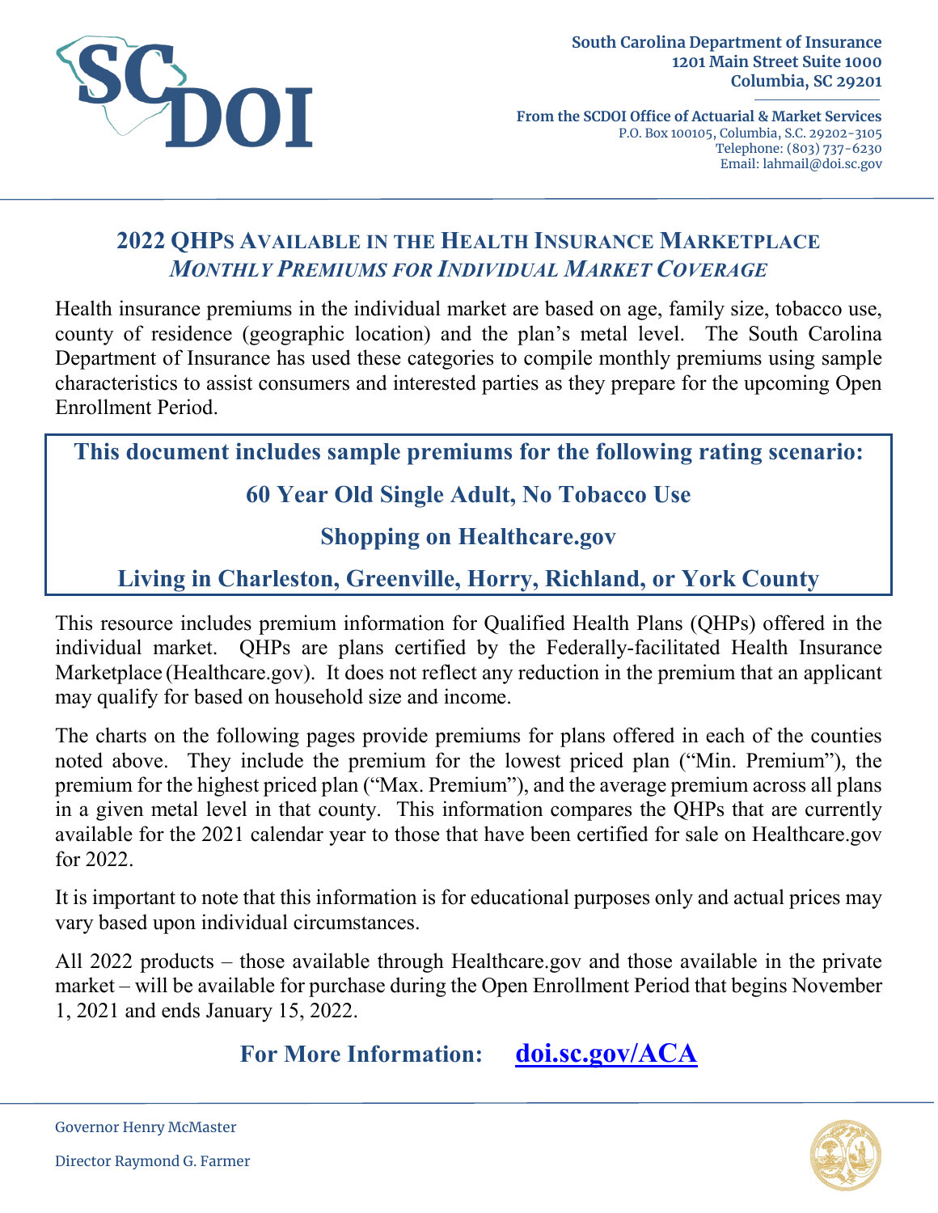South Carolina Department of Insurance
1201 Main Street Suite 1000
Columbia, SC 29201

From the SCDOI Office of Actuarial & Market Services
P.O. Box 100105, Columbia, S.C. 29202-3105
Telephone: (803) 737-6230
Email: lahmail@doi.sc.gov

# 2022 QHPs Available in the Health Insurance Marketplace

## *Monthly Premiums for Individual Market Coverage*

Health insurance premiums in the individual market are based on age, family size, tobacco use, county of residence (geographic location) and the plan's metal level. The South Carolina Department of Insurance has used these categories to compile monthly premiums using sample characteristics to assist consumers and interested parties as they prepare for the upcoming Open Enrollment Period.

**This document includes sample premiums for the following rating scenario:**

**60 Year Old Single Adult, No Tobacco Use**

**Shopping on Healthcare.gov**

**Living in Charleston, Greenville, Horry, Richland, or York County**

This resource includes premium information for Qualified Health Plans (QHPs) offered in the individual market. QHPs are plans certified by the Federally-facilitated Health Insurance Marketplace (Healthcare.gov). It does not reflect any reduction in the premium that an applicant may qualify for based on household size and income.

The charts on the following pages provide premiums for plans offered in each of the counties noted above. They include the premium for the lowest priced plan ("Min. Premium"), the premium for the highest priced plan ("Max. Premium"), and the average premium across all plans in a given metal level in that county. This information compares the QHPs that are currently available for the 2021 calendar year to those that have been certified for sale on Healthcare.gov for 2022.

It is important to note that this information is for educational purposes only and actual prices may vary based upon individual circumstances.

All 2022 products – those available through Healthcare.gov and those available in the private market – will be available for purchase during the Open Enrollment Period that begins November 1, 2021 and ends January 15, 2022.

**For More Information: [doi.sc.gov/ACA](doi.sc.gov/ACA)**

Governor Henry McMaster

Director Raymond G. Farmer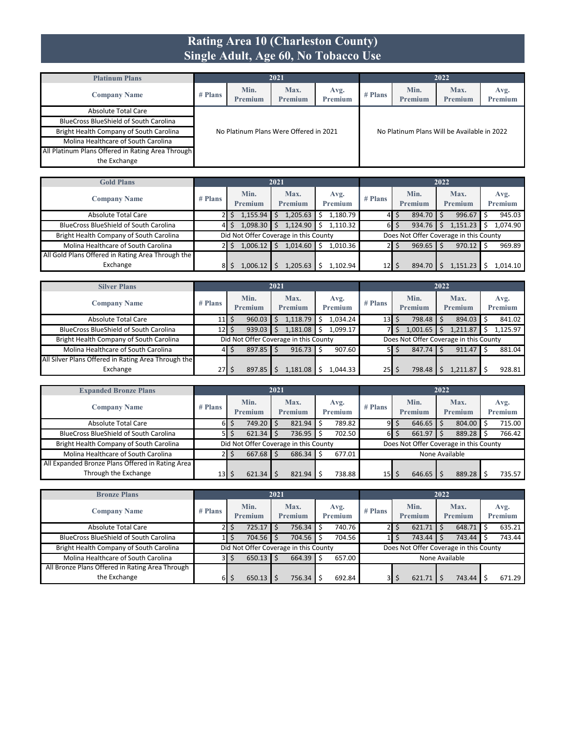# Rating Area 10 (Charleston County)
## Single Adult, Age 60, No Tobacco Use

| Platinum Plans | 2021 | | | | 2022 | | | |
|---|---|---|---|---|---|---|---|---|
| Company Name | # Plans | Min. Premium | Max. Premium | Avg. Premium | # Plans | Min. Premium | Max. Premium | Avg. Premium |
| Absolute Total Care | No Platinum Plans Were Offered in 2021 | | | | No Platinum Plans Will be Available in 2022 | | | |
| BlueCross BlueShield of South Carolina | | | | | | | | |
| Bright Health Company of South Carolina | | | | | | | | |
| Molina Healthcare of South Carolina | | | | | | | | |
| All Platinum Plans Offered in Rating Area Through the Exchange | | | | | | | | |

| Gold Plans | 2021 | | | | 2022 | | | |
|---|---|---|---|---|---|---|---|---|
| Company Name | # Plans | Min. Premium | Max. Premium | Avg. Premium | # Plans | Min. Premium | Max. Premium | Avg. Premium |
| Absolute Total Care | 2 | $ 1,155.94 | $ 1,205.63 | $ 1,180.79 | 4 | $ 894.70 | $ 996.67 | $ 945.03 |
| BlueCross BlueShield of South Carolina | 4 | $ 1,098.30 | $ 1,124.90 | $ 1,110.32 | 6 | $ 934.76 | $ 1,151.23 | $ 1,074.90 |
| Bright Health Company of South Carolina | Did Not Offer Coverage in this County | | | | Does Not Offer Coverage in this County | | | |
| Molina Healthcare of South Carolina | 2 | $ 1,006.12 | $ 1,014.60 | $ 1,010.36 | 2 | $ 969.65 | $ 970.12 | $ 969.89 |
| All Gold Plans Offered in Rating Area Through the Exchange | 8 | $ 1,006.12 | $ 1,205.63 | $ 1,102.94 | 12 | $ 894.70 | $ 1,151.23 | $ 1,014.10 |

| Silver Plans | 2021 | | | | 2022 | | | |
|---|---|---|---|---|---|---|---|---|
| Company Name | # Plans | Min. Premium | Max. Premium | Avg. Premium | # Plans | Min. Premium | Max. Premium | Avg. Premium |
| Absolute Total Care | 11 | $ 960.03 | $ 1,118.79 | $ 1,034.24 | 13 | $ 798.48 | $ 894.03 | $ 841.02 |
| BlueCross BlueShield of South Carolina | 12 | $ 939.03 | $ 1,181.08 | $ 1,099.17 | 7 | $ 1,001.65 | $ 1,211.87 | $ 1,125.97 |
| Bright Health Company of South Carolina | Did Not Offer Coverage in this County | | | | Does Not Offer Coverage in this County | | | |
| Molina Healthcare of South Carolina | 4 | $ 897.85 | $ 916.73 | $ 907.60 | 5 | $ 847.74 | $ 911.47 | $ 881.04 |
| All Silver Plans Offered in Rating Area Through the Exchange | 27 | $ 897.85 | $ 1,181.08 | $ 1,044.33 | 25 | $ 798.48 | $ 1,211.87 | $ 928.81 |

| Expanded Bronze Plans | 2021 | | | | 2022 | | | |
|---|---|---|---|---|---|---|---|---|
| Company Name | # Plans | Min. Premium | Max. Premium | Avg. Premium | # Plans | Min. Premium | Max. Premium | Avg. Premium |
| Absolute Total Care | 6 | $ 749.20 | $ 821.94 | $ 789.82 | 9 | $ 646.65 | $ 804.00 | $ 715.00 |
| BlueCross BlueShield of South Carolina | 5 | $ 621.34 | $ 736.95 | $ 702.50 | 6 | $ 661.97 | $ 889.28 | $ 766.42 |
| Bright Health Company of South Carolina | Did Not Offer Coverage in this County | | | | Does Not Offer Coverage in this County | | | |
| Molina Healthcare of South Carolina | 2 | $ 667.68 | $ 686.34 | $ 677.01 | None Available | | | |
| All Expanded Bronze Plans Offered in Rating Area Through the Exchange | 13 | $ 621.34 | $ 821.94 | $ 738.88 | 15 | $ 646.65 | $ 889.28 | $ 735.57 |

| Bronze Plans | 2021 | | | | 2022 | | | |
|---|---|---|---|---|---|---|---|---|
| Company Name | # Plans | Min. Premium | Max. Premium | Avg. Premium | # Plans | Min. Premium | Max. Premium | Avg. Premium |
| Absolute Total Care | 2 | $ 725.17 | $ 756.34 | $ 740.76 | 2 | $ 621.71 | $ 648.71 | $ 635.21 |
| BlueCross BlueShield of South Carolina | 1 | $ 704.56 | $ 704.56 | $ 704.56 | 1 | $ 743.44 | $ 743.44 | $ 743.44 |
| Bright Health Company of South Carolina | Did Not Offer Coverage in this County | | | | Does Not Offer Coverage in this County | | | |
| Molina Healthcare of South Carolina | 3 | $ 650.13 | $ 664.39 | $ 657.00 | None Available | | | |
| All Bronze Plans Offered in Rating Area Through the Exchange | 6 | $ 650.13 | $ 756.34 | $ 692.84 | 3 | $ 621.71 | $ 743.44 | $ 671.29 |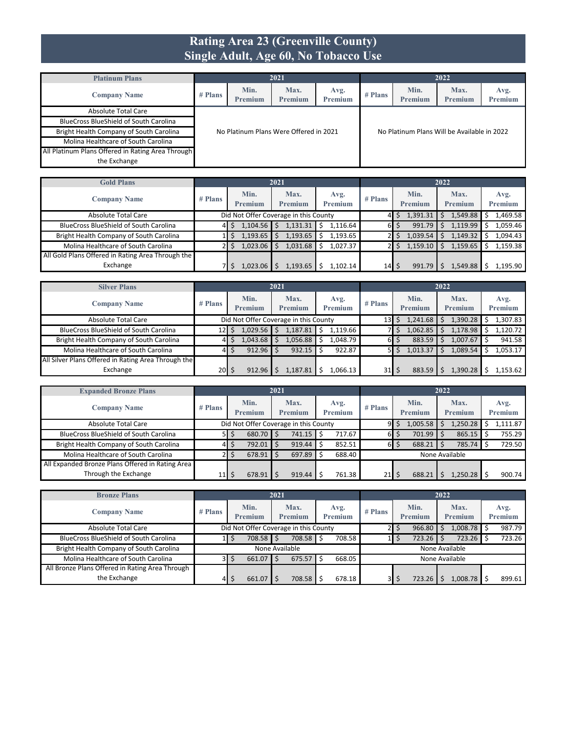# Rating Area 23 (Greenville County)
## Single Adult, Age 60, No Tobacco Use

| Platinum Plans | 2021 | | | | 2022 | | | |
|---|---|---|---|---|---|---|---|---|
| Company Name | # Plans | Min. Premium | Max. Premium | Avg. Premium | # Plans | Min. Premium | Max. Premium | Avg. Premium |
| Absolute Total Care | No Platinum Plans Were Offered in 2021 | | | | No Platinum Plans Will be Available in 2022 | | | |
| BlueCross BlueShield of South Carolina | | | | | | | | |
| Bright Health Company of South Carolina | | | | | | | | |
| Molina Healthcare of South Carolina | | | | | | | | |
| All Platinum Plans Offered in Rating Area Through the Exchange | | | | | | | | |

| Gold Plans | 2021 | | | | 2022 | | | |
|---|---|---|---|---|---|---|---|---|
| Company Name | # Plans | Min. Premium | Max. Premium | Avg. Premium | # Plans | Min. Premium | Max. Premium | Avg. Premium |
| Absolute Total Care | Did Not Offer Coverage in this County | | | | 4 | $ 1,391.31 | $ 1,549.88 | $ 1,469.58 |
| BlueCross BlueShield of South Carolina | 4 | $ 1,104.56 | $ 1,131.31 | $ 1,116.64 | 6 | $ 991.79 | $ 1,119.99 | $ 1,059.46 |
| Bright Health Company of South Carolina | 1 | $ 1,193.65 | $ 1,193.65 | $ 1,193.65 | 2 | $ 1,039.54 | $ 1,149.32 | $ 1,094.43 |
| Molina Healthcare of South Carolina | 2 | $ 1,023.06 | $ 1,031.68 | $ 1,027.37 | 2 | $ 1,159.10 | $ 1,159.65 | $ 1,159.38 |
| All Gold Plans Offered in Rating Area Through the Exchange | 7 | $ 1,023.06 | $ 1,193.65 | $ 1,102.14 | 14 | $ 991.79 | $ 1,549.88 | $ 1,195.90 |

| Silver Plans | 2021 | | | | 2022 | | | |
|---|---|---|---|---|---|---|---|---|
| Company Name | # Plans | Min. Premium | Max. Premium | Avg. Premium | # Plans | Min. Premium | Max. Premium | Avg. Premium |
| Absolute Total Care | Did Not Offer Coverage in this County | | | | 13 | $ 1,241.68 | $ 1,390.28 | $ 1,307.83 |
| BlueCross BlueShield of South Carolina | 12 | $ 1,029.56 | $ 1,187.81 | $ 1,119.66 | 7 | $ 1,062.85 | $ 1,178.98 | $ 1,120.72 |
| Bright Health Company of South Carolina | 4 | $ 1,043.68 | $ 1,056.88 | $ 1,048.79 | 6 | $ 883.59 | $ 1,007.67 | $ 941.58 |
| Molina Healthcare of South Carolina | 4 | $ 912.96 | $ 932.15 | $ 922.87 | 5 | $ 1,013.37 | $ 1,089.54 | $ 1,053.17 |
| All Silver Plans Offered in Rating Area Through the Exchange | 20 | $ 912.96 | $ 1,187.81 | $ 1,066.13 | 31 | $ 883.59 | $ 1,390.28 | $ 1,153.62 |

| Expanded Bronze Plans | 2021 | | | | 2022 | | | |
|---|---|---|---|---|---|---|---|---|
| Company Name | # Plans | Min. Premium | Max. Premium | Avg. Premium | # Plans | Min. Premium | Max. Premium | Avg. Premium |
| Absolute Total Care | Did Not Offer Coverage in this County | | | | 9 | $ 1,005.58 | $ 1,250.28 | $ 1,111.87 |
| BlueCross BlueShield of South Carolina | 5 | $ 680.70 | $ 741.15 | $ 717.67 | 6 | $ 701.99 | $ 865.15 | $ 755.29 |
| Bright Health Company of South Carolina | 4 | $ 792.01 | $ 919.44 | $ 852.51 | 6 | $ 688.21 | $ 785.74 | $ 729.50 |
| Molina Healthcare of South Carolina | 2 | $ 678.91 | $ 697.89 | $ 688.40 | None Available | | | |
| All Expanded Bronze Plans Offered in Rating Area Through the Exchange | 11 | $ 678.91 | $ 919.44 | $ 761.38 | 21 | $ 688.21 | $ 1,250.28 | $ 900.74 |

| Bronze Plans | 2021 | | | | 2022 | | | |
|---|---|---|---|---|---|---|---|---|
| Company Name | # Plans | Min. Premium | Max. Premium | Avg. Premium | # Plans | Min. Premium | Max. Premium | Avg. Premium |
| Absolute Total Care | Did Not Offer Coverage in this County | | | | 2 | $ 966.80 | $ 1,008.78 | $ 987.79 |
| BlueCross BlueShield of South Carolina | 1 | $ 708.58 | $ 708.58 | $ 708.58 | 1 | $ 723.26 | $ 723.26 | $ 723.26 |
| Bright Health Company of South Carolina | None Available | | | | None Available | | | |
| Molina Healthcare of South Carolina | 3 | $ 661.07 | $ 675.57 | $ 668.05 | None Available | | | |
| All Bronze Plans Offered in Rating Area Through the Exchange | 4 | $ 661.07 | $ 708.58 | $ 678.18 | 3 | $ 723.26 | $ 1,008.78 | $ 899.61 |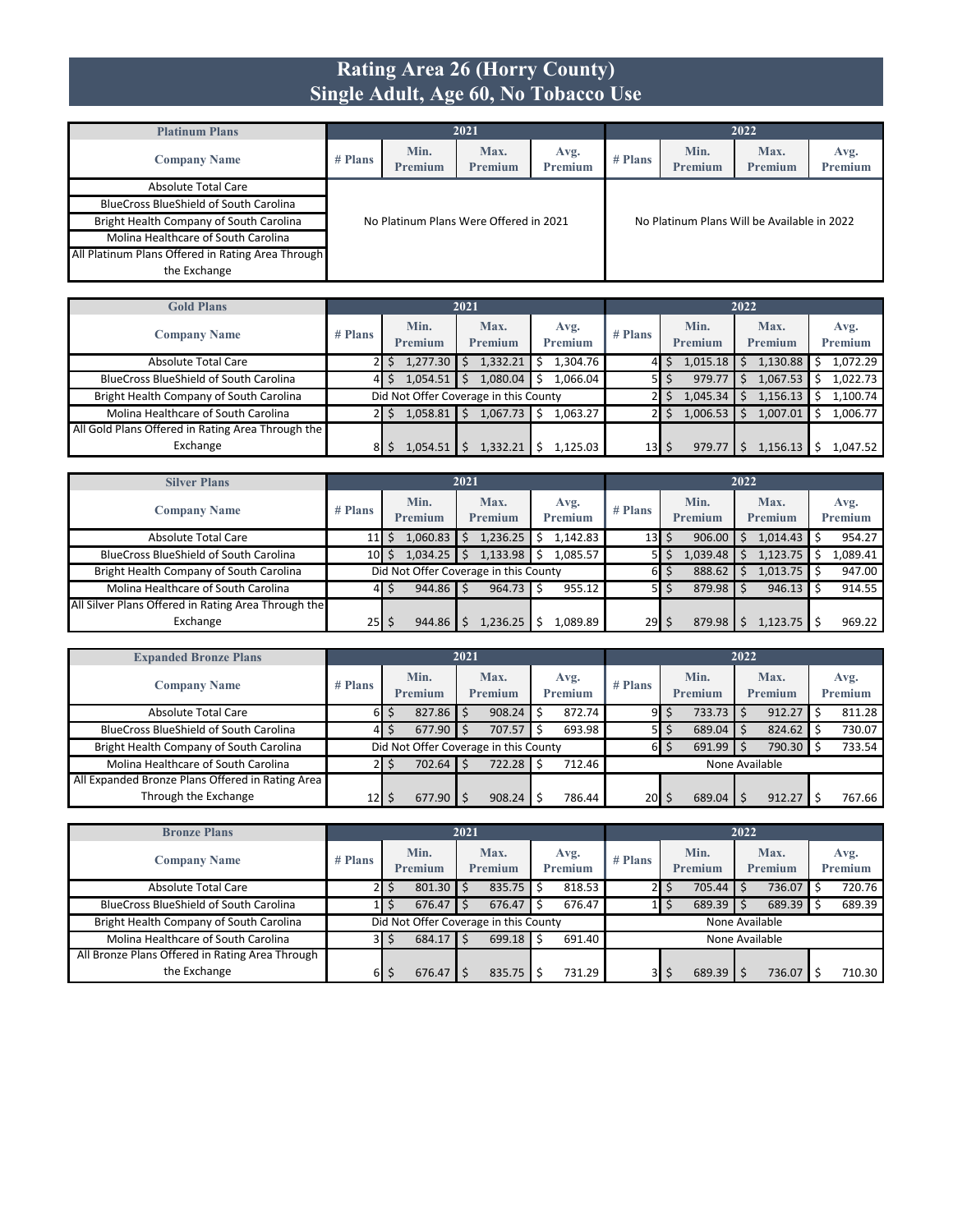# Rating Area 26 (Horry County)
## Single Adult, Age 60, No Tobacco Use

| Platinum Plans | 2021 | | | | 2022 | | | |
|---|---|---|---|---|---|---|---|---|
| Company Name | # Plans | Min. Premium | Max. Premium | Avg. Premium | # Plans | Min. Premium | Max. Premium | Avg. Premium |
| Absolute Total Care | No Platinum Plans Were Offered in 2021 | | | | No Platinum Plans Will be Available in 2022 | | | |
| BlueCross BlueShield of South Carolina | | | | | | | | |
| Bright Health Company of South Carolina | | | | | | | | |
| Molina Healthcare of South Carolina | | | | | | | | |
| All Platinum Plans Offered in Rating Area Through the Exchange | | | | | | | | |

| Gold Plans | 2021 | | | | 2022 | | | |
|---|---|---|---|---|---|---|---|---|
| Company Name | # Plans | Min. Premium | Max. Premium | Avg. Premium | # Plans | Min. Premium | Max. Premium | Avg. Premium |
| Absolute Total Care | 2 | $ 1,277.30 | $ 1,332.21 | $ 1,304.76 | 4 | $ 1,015.18 | $ 1,130.88 | $ 1,072.29 |
| BlueCross BlueShield of South Carolina | 4 | $ 1,054.51 | $ 1,080.04 | $ 1,066.04 | 5 | $ 979.77 | $ 1,067.53 | $ 1,022.73 |
| Bright Health Company of South Carolina | Did Not Offer Coverage in this County | | | | 2 | $ 1,045.34 | $ 1,156.13 | $ 1,100.74 |
| Molina Healthcare of South Carolina | 2 | $ 1,058.81 | $ 1,067.73 | $ 1,063.27 | 2 | $ 1,006.53 | $ 1,007.01 | $ 1,006.77 |
| All Gold Plans Offered in Rating Area Through the Exchange | 8 | $ 1,054.51 | $ 1,332.21 | $ 1,125.03 | 13 | $ 979.77 | $ 1,156.13 | $ 1,047.52 |

| Silver Plans | 2021 | | | | 2022 | | | |
|---|---|---|---|---|---|---|---|---|
| Company Name | # Plans | Min. Premium | Max. Premium | Avg. Premium | # Plans | Min. Premium | Max. Premium | Avg. Premium |
| Absolute Total Care | 11 | $ 1,060.83 | $ 1,236.25 | $ 1,142.83 | 13 | $ 906.00 | $ 1,014.43 | $ 954.27 |
| BlueCross BlueShield of South Carolina | 10 | $ 1,034.25 | $ 1,133.98 | $ 1,085.57 | 5 | $ 1,039.48 | $ 1,123.75 | $ 1,089.41 |
| Bright Health Company of South Carolina | Did Not Offer Coverage in this County | | | | 6 | $ 888.62 | $ 1,013.75 | $ 947.00 |
| Molina Healthcare of South Carolina | 4 | $ 944.86 | $ 964.73 | $ 955.12 | 5 | $ 879.98 | $ 946.13 | $ 914.55 |
| All Silver Plans Offered in Rating Area Through the Exchange | 25 | $ 944.86 | $ 1,236.25 | $ 1,089.89 | 29 | $ 879.98 | $ 1,123.75 | $ 969.22 |

| Expanded Bronze Plans | 2021 | | | | 2022 | | | |
|---|---|---|---|---|---|---|---|---|
| Company Name | # Plans | Min. Premium | Max. Premium | Avg. Premium | # Plans | Min. Premium | Max. Premium | Avg. Premium |
| Absolute Total Care | 6 | $ 827.86 | $ 908.24 | $ 872.74 | 9 | $ 733.73 | $ 912.27 | $ 811.28 |
| BlueCross BlueShield of South Carolina | 4 | $ 677.90 | $ 707.57 | $ 693.98 | 5 | $ 689.04 | $ 824.62 | $ 730.07 |
| Bright Health Company of South Carolina | Did Not Offer Coverage in this County | | | | 6 | $ 691.99 | $ 790.30 | $ 733.54 |
| Molina Healthcare of South Carolina | 2 | $ 702.64 | $ 722.28 | $ 712.46 | None Available | | | |
| All Expanded Bronze Plans Offered in Rating Area Through the Exchange | 12 | $ 677.90 | $ 908.24 | $ 786.44 | 20 | $ 689.04 | $ 912.27 | $ 767.66 |

| Bronze Plans | 2021 | | | | 2022 | | | |
|---|---|---|---|---|---|---|---|---|
| Company Name | # Plans | Min. Premium | Max. Premium | Avg. Premium | # Plans | Min. Premium | Max. Premium | Avg. Premium |
| Absolute Total Care | 2 | $ 801.30 | $ 835.75 | $ 818.53 | 2 | $ 705.44 | $ 736.07 | $ 720.76 |
| BlueCross BlueShield of South Carolina | 1 | $ 676.47 | $ 676.47 | $ 676.47 | 1 | $ 689.39 | $ 689.39 | $ 689.39 |
| Bright Health Company of South Carolina | Did Not Offer Coverage in this County | | | | None Available | | | |
| Molina Healthcare of South Carolina | 3 | $ 684.17 | $ 699.18 | $ 691.40 | None Available | | | |
| All Bronze Plans Offered in Rating Area Through the Exchange | 6 | $ 676.47 | $ 835.75 | $ 731.29 | 3 | $ 689.39 | $ 736.07 | $ 710.30 |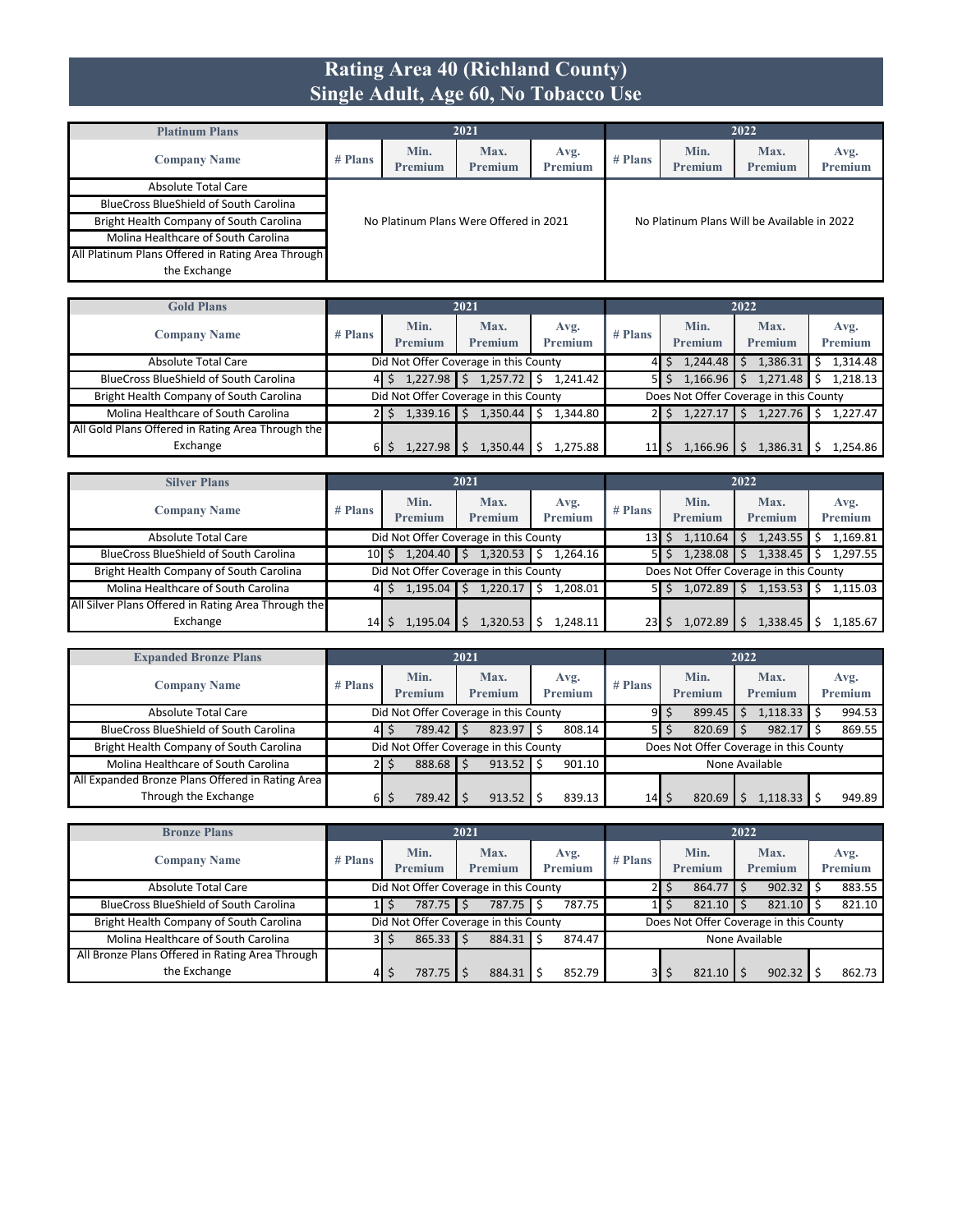# Rating Area 40 (Richland County)
## Single Adult, Age 60, No Tobacco Use

| Platinum Plans | 2021 | | | | 2022 | | | |
|---|---|---|---|---|---|---|---|---|
| Company Name | # Plans | Min. Premium | Max. Premium | Avg. Premium | # Plans | Min. Premium | Max. Premium | Avg. Premium |
| Absolute Total Care | No Platinum Plans Were Offered in 2021 | | | | No Platinum Plans Will be Available in 2022 | | | |
| BlueCross BlueShield of South Carolina | | | | | | | | |
| Bright Health Company of South Carolina | | | | | | | | |
| Molina Healthcare of South Carolina | | | | | | | | |
| All Platinum Plans Offered in Rating Area Through the Exchange | | | | | | | | |

| Gold Plans | 2021 | | | | 2022 | | | |
|---|---|---|---|---|---|---|---|---|
| Company Name | # Plans | Min. Premium | Max. Premium | Avg. Premium | # Plans | Min. Premium | Max. Premium | Avg. Premium |
| Absolute Total Care | Did Not Offer Coverage in this County | | | | 4 | $ 1,244.48 | $ 1,386.31 | $ 1,314.48 |
| BlueCross BlueShield of South Carolina | 4 | $ 1,227.98 | $ 1,257.72 | $ 1,241.42 | 5 | $ 1,166.96 | $ 1,271.48 | $ 1,218.13 |
| Bright Health Company of South Carolina | Did Not Offer Coverage in this County | | | | Does Not Offer Coverage in this County | | | |
| Molina Healthcare of South Carolina | 2 | $ 1,339.16 | $ 1,350.44 | $ 1,344.80 | 2 | $ 1,227.17 | $ 1,227.76 | $ 1,227.47 |
| All Gold Plans Offered in Rating Area Through the Exchange | 6 | $ 1,227.98 | $ 1,350.44 | $ 1,275.88 | 11 | $ 1,166.96 | $ 1,386.31 | $ 1,254.86 |

| Silver Plans | 2021 | | | | 2022 | | | |
|---|---|---|---|---|---|---|---|---|
| Company Name | # Plans | Min. Premium | Max. Premium | Avg. Premium | # Plans | Min. Premium | Max. Premium | Avg. Premium |
| Absolute Total Care | Did Not Offer Coverage in this County | | | | 13 | $ 1,110.64 | $ 1,243.55 | $ 1,169.81 |
| BlueCross BlueShield of South Carolina | 10 | $ 1,204.40 | $ 1,320.53 | $ 1,264.16 | 5 | $ 1,238.08 | $ 1,338.45 | $ 1,297.55 |
| Bright Health Company of South Carolina | Did Not Offer Coverage in this County | | | | Does Not Offer Coverage in this County | | | |
| Molina Healthcare of South Carolina | 4 | $ 1,195.04 | $ 1,220.17 | $ 1,208.01 | 5 | $ 1,072.89 | $ 1,153.53 | $ 1,115.03 |
| All Silver Plans Offered in Rating Area Through the Exchange | 14 | $ 1,195.04 | $ 1,320.53 | $ 1,248.11 | 23 | $ 1,072.89 | $ 1,338.45 | $ 1,185.67 |

| Expanded Bronze Plans | 2021 | | | | 2022 | | | |
|---|---|---|---|---|---|---|---|---|
| Company Name | # Plans | Min. Premium | Max. Premium | Avg. Premium | # Plans | Min. Premium | Max. Premium | Avg. Premium |
| Absolute Total Care | Did Not Offer Coverage in this County | | | | 9 | $ 899.45 | $ 1,118.33 | $ 994.53 |
| BlueCross BlueShield of South Carolina | 4 | $ 789.42 | $ 823.97 | $ 808.14 | 5 | $ 820.69 | $ 982.17 | $ 869.55 |
| Bright Health Company of South Carolina | Did Not Offer Coverage in this County | | | | Does Not Offer Coverage in this County | | | |
| Molina Healthcare of South Carolina | 2 | $ 888.68 | $ 913.52 | $ 901.10 | None Available | | | |
| All Expanded Bronze Plans Offered in Rating Area Through the Exchange | 6 | $ 789.42 | $ 913.52 | $ 839.13 | 14 | $ 820.69 | $ 1,118.33 | $ 949.89 |

| Bronze Plans | 2021 | | | | 2022 | | | |
|---|---|---|---|---|---|---|---|---|
| Company Name | # Plans | Min. Premium | Max. Premium | Avg. Premium | # Plans | Min. Premium | Max. Premium | Avg. Premium |
| Absolute Total Care | Did Not Offer Coverage in this County | | | | 2 | $ 864.77 | $ 902.32 | $ 883.55 |
| BlueCross BlueShield of South Carolina | 1 | $ 787.75 | $ 787.75 | $ 787.75 | 1 | $ 821.10 | $ 821.10 | $ 821.10 |
| Bright Health Company of South Carolina | Did Not Offer Coverage in this County | | | | Does Not Offer Coverage in this County | | | |
| Molina Healthcare of South Carolina | 3 | $ 865.33 | $ 884.31 | $ 874.47 | None Available | | | |
| All Bronze Plans Offered in Rating Area Through the Exchange | 4 | $ 787.75 | $ 884.31 | $ 852.79 | 3 | $ 821.10 | $ 902.32 | $ 862.73 |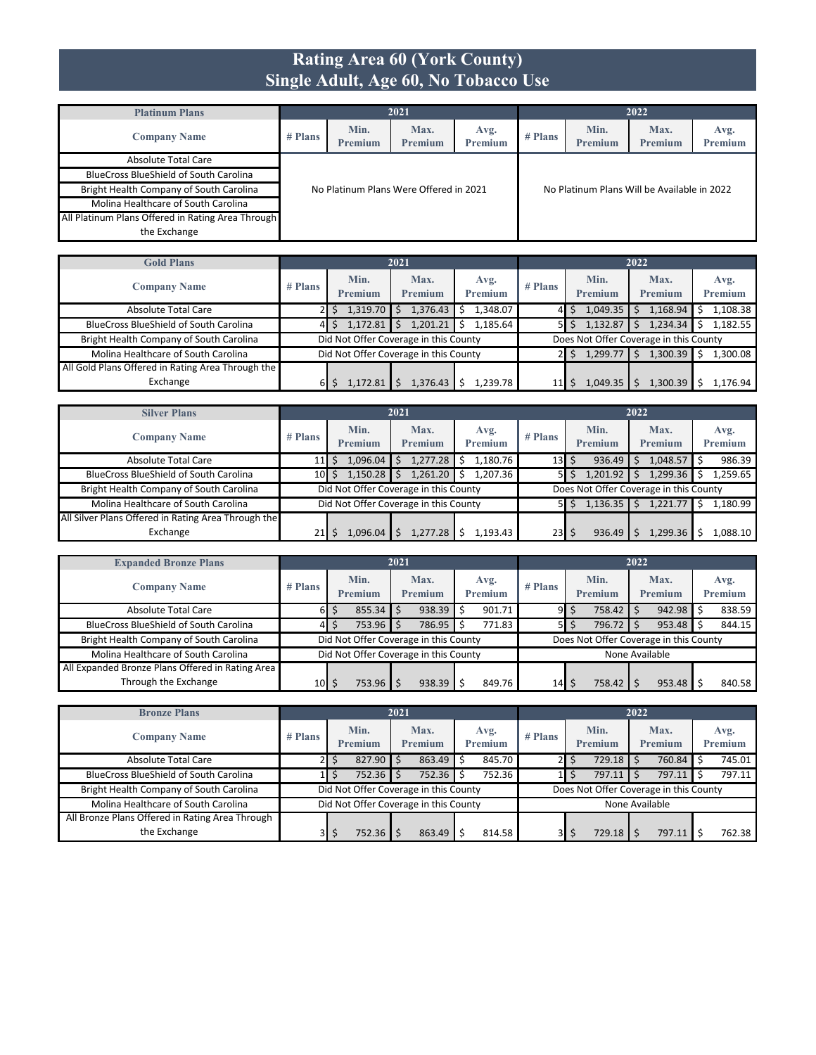# Rating Area 60 (York County)
## Single Adult, Age 60, No Tobacco Use

| Platinum Plans | 2021 | | | | 2022 | | | |
|---|---|---|---|---|---|---|---|---|
| Company Name | # Plans | Min. Premium | Max. Premium | Avg. Premium | # Plans | Min. Premium | Max. Premium | Avg. Premium |
| Absolute Total Care | No Platinum Plans Were Offered in 2021 | | | | No Platinum Plans Will be Available in 2022 | | | |
| BlueCross BlueShield of South Carolina | | | | | | | | |
| Bright Health Company of South Carolina | | | | | | | | |
| Molina Healthcare of South Carolina | | | | | | | | |
| All Platinum Plans Offered in Rating Area Through the Exchange | | | | | | | | |

| Gold Plans | 2021 | | | | 2022 | | | |
|---|---|---|---|---|---|---|---|---|
| Company Name | # Plans | Min. Premium | Max. Premium | Avg. Premium | # Plans | Min. Premium | Max. Premium | Avg. Premium |
| Absolute Total Care | 2 | $ 1,319.70 | $ 1,376.43 | $ 1,348.07 | 4 | $ 1,049.35 | $ 1,168.94 | $ 1,108.38 |
| BlueCross BlueShield of South Carolina | 4 | $ 1,172.81 | $ 1,201.21 | $ 1,185.64 | 5 | $ 1,132.87 | $ 1,234.34 | $ 1,182.55 |
| Bright Health Company of South Carolina | Did Not Offer Coverage in this County | | | | Does Not Offer Coverage in this County | | | |
| Molina Healthcare of South Carolina | Did Not Offer Coverage in this County | | | | 2 | $ 1,299.77 | $ 1,300.39 | $ 1,300.08 |
| All Gold Plans Offered in Rating Area Through the Exchange | 6 | $ 1,172.81 | $ 1,376.43 | $ 1,239.78 | 11 | $ 1,049.35 | $ 1,300.39 | $ 1,176.94 |

| Silver Plans | 2021 | | | | 2022 | | | |
|---|---|---|---|---|---|---|---|---|
| Company Name | # Plans | Min. Premium | Max. Premium | Avg. Premium | # Plans | Min. Premium | Max. Premium | Avg. Premium |
| Absolute Total Care | 11 | $ 1,096.04 | $ 1,277.28 | $ 1,180.76 | 13 | $ 936.49 | $ 1,048.57 | $ 986.39 |
| BlueCross BlueShield of South Carolina | 10 | $ 1,150.28 | $ 1,261.20 | $ 1,207.36 | 5 | $ 1,201.92 | $ 1,299.36 | $ 1,259.65 |
| Bright Health Company of South Carolina | Did Not Offer Coverage in this County | | | | Does Not Offer Coverage in this County | | | |
| Molina Healthcare of South Carolina | Did Not Offer Coverage in this County | | | | 5 | $ 1,136.35 | $ 1,221.77 | $ 1,180.99 |
| All Silver Plans Offered in Rating Area Through the Exchange | 21 | $ 1,096.04 | $ 1,277.28 | $ 1,193.43 | 23 | $ 936.49 | $ 1,299.36 | $ 1,088.10 |

| Expanded Bronze Plans | 2021 | | | | 2022 | | | |
|---|---|---|---|---|---|---|---|---|
| Company Name | # Plans | Min. Premium | Max. Premium | Avg. Premium | # Plans | Min. Premium | Max. Premium | Avg. Premium |
| Absolute Total Care | 6 | $ 855.34 | $ 938.39 | $ 901.71 | 9 | $ 758.42 | $ 942.98 | $ 838.59 |
| BlueCross BlueShield of South Carolina | 4 | $ 753.96 | $ 786.95 | $ 771.83 | 5 | $ 796.72 | $ 953.48 | $ 844.15 |
| Bright Health Company of South Carolina | Did Not Offer Coverage in this County | | | | Does Not Offer Coverage in this County | | | |
| Molina Healthcare of South Carolina | Did Not Offer Coverage in this County | | | | None Available | | | |
| All Expanded Bronze Plans Offered in Rating Area Through the Exchange | 10 | $ 753.96 | $ 938.39 | $ 849.76 | 14 | $ 758.42 | $ 953.48 | $ 840.58 |

| Bronze Plans | 2021 | | | | 2022 | | | |
|---|---|---|---|---|---|---|---|---|
| Company Name | # Plans | Min. Premium | Max. Premium | Avg. Premium | # Plans | Min. Premium | Max. Premium | Avg. Premium |
| Absolute Total Care | 2 | $ 827.90 | $ 863.49 | $ 845.70 | 2 | $ 729.18 | $ 760.84 | $ 745.01 |
| BlueCross BlueShield of South Carolina | 1 | $ 752.36 | $ 752.36 | $ 752.36 | 1 | $ 797.11 | $ 797.11 | $ 797.11 |
| Bright Health Company of South Carolina | Did Not Offer Coverage in this County | | | | Does Not Offer Coverage in this County | | | |
| Molina Healthcare of South Carolina | Did Not Offer Coverage in this County | | | | None Available | | | |
| All Bronze Plans Offered in Rating Area Through the Exchange | 3 | $ 752.36 | $ 863.49 | $ 814.58 | 3 | $ 729.18 | $ 797.11 | $ 762.38 |